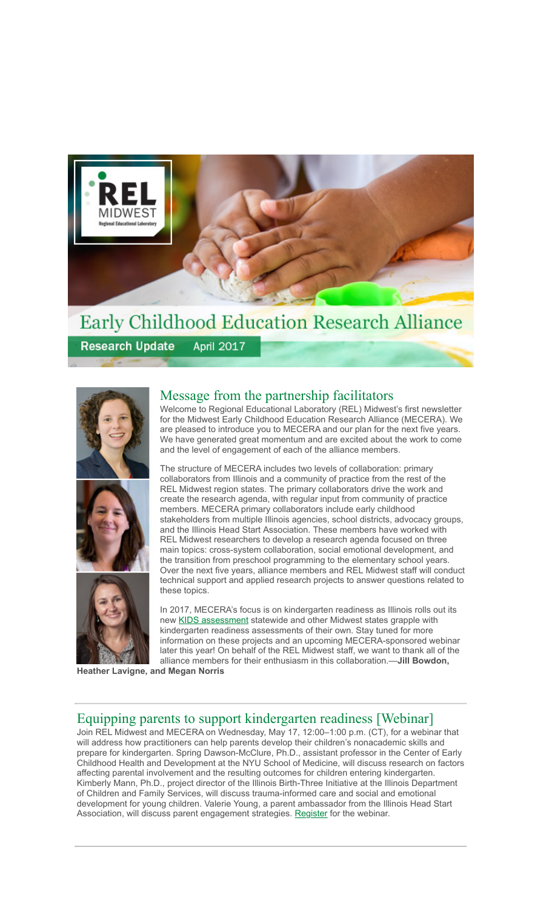# Early Childhood Education Research Alliance

**Research Update** April 2017

## Message from the partnership facilitators

Welcome to Regional Educational Laboratory (REL) Midwest's first newsletter for the Midwest Early Childhood Education Research Alliance (MECERA). We are pleased to introduce you to MECERA and our plan for the next five years. We have generated great momentum and are excited about the work to come and the level of engagement of each of the alliance members.

The structure of MECERA includes two levels of collaboration: primary collaborators from Illinois and a community of practice from the rest of the REL Midwest region states. The primary collaborators drive the work and create the research agenda, with regular input from community of practice members. MECERA primary collaborators include early childhood stakeholders from multiple Illinois agencies, school districts, advocacy groups, and the Illinois Head Start Association. These members have worked with REL Midwest researchers to develop a research agenda focused on three main topics: cross-system collaboration, social emotional development, and the transition from preschool programming to the elementary school years. Over the next five years, alliance members and REL Midwest staff will conduct technical support and applied research projects to answer questions related to these topics.

In 2017, MECERA's focus is on kindergarten readiness as Illinois rolls out its new KIDS assessment statewide and other Midwest states grapple with kindergarten readiness assessments of their own. Stay tuned for more information on these projects and an upcoming MECERA-sponsored webinar later this year! On behalf of the REL Midwest staff, we want to thank all of the alliance members for their enthusiasm in this collaboration.—**Jill Bowdon, Heather Lavigne, and Megan Norris**

## Equipping parents to support kindergarten readiness [Webinar]

Join REL Midwest and MECERA on Wednesday, May 17, 12:00–1:00 p.m. (CT), for a webinar that will address how practitioners can help parents develop their children's nonacademic skills and prepare for kindergarten. Spring Dawson-McClure, Ph.D., assistant professor in the Center of Early Childhood Health and Development at the NYU School of Medicine, will discuss research on factors affecting parental involvement and the resulting outcomes for children entering kindergarten. Kimberly Mann, Ph.D., project director of the Illinois Birth-Three Initiative at the Illinois Department of Children and Family Services, will discuss trauma-informed care and social and emotional development for young children. Valerie Young, a parent ambassador from the Illinois Head Start Association, will discuss parent engagement strategies. Register for the webinar.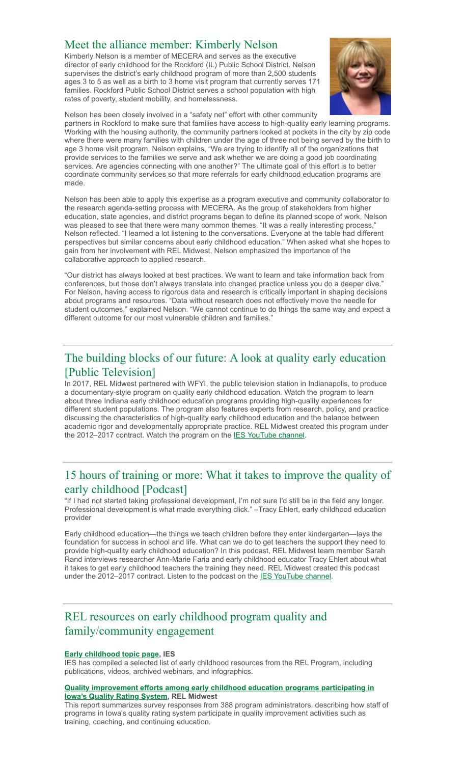## Meet the alliance member: Kimberly Nelson

Kimberly Nelson is a member of MECERA and serves as the executive director of early childhood for the Rockford (IL) Public School District. Nelson supervises the district's early childhood program of more than 2,500 students ages 3 to 5 as well as a birth to 3 home visit program that currently serves 171 families. Rockford Public School District serves a school population with high rates of poverty, student mobility, and homelessness.

Nelson has been closely involved in a "safety net" effort with other community partners in Rockford to make sure that families have access to high-quality early learning programs. Working with the housing authority, the community partners looked at pockets in the city by zip code where there were many families with children under the age of three not being served by the birth to age 3 home visit program. Nelson explains, "We are trying to identify all of the organizations that provide services to the families we serve and ask whether we are doing a good job coordinating services. Are agencies connecting with one another?" The ultimate goal of this effort is to better coordinate community services so that more referrals for early childhood education programs are made.

Nelson has been able to apply this expertise as a program executive and community collaborator to the research agenda-setting process with MECERA. As the group of stakeholders from higher education, state agencies, and district programs began to define its planned scope of work, Nelson was pleased to see that there were many common themes. "It was a really interesting process," Nelson reflected. "I learned a lot listening to the conversations. Everyone at the table had different perspectives but similar concerns about early childhood education." When asked what she hopes to gain from her involvement with REL Midwest, Nelson emphasized the importance of the collaborative approach to applied research.

"Our district has always looked at best practices. We want to learn and take information back from conferences, but those don't always translate into changed practice unless you do a deeper dive." For Nelson, having access to rigorous data and research is critically important in shaping decisions about programs and resources. "Data without research does not effectively move the needle for student outcomes," explained Nelson. "We cannot continue to do things the same way and expect a different outcome for our most vulnerable children and families."

## The building blocks of our future: A look at quality early education [Public Television]

In 2017, REL Midwest partnered with WFYI, the public television station in Indianapolis, to produce a documentary-style program on quality early childhood education. Watch the program to learn about three Indiana early childhood education programs providing high-quality experiences for different student populations. The program also features experts from research, policy, and practice discussing the characteristics of high-quality early childhood education and the balance between academic rigor and developmentally appropriate practice. REL Midwest created this program under the 2012–2017 contract. Watch the program on the IES YouTube channel.

## 15 hours of training or more: What it takes to improve the quality of early childhood [Podcast]

"If I had not started taking professional development, I'm not sure I'd still be in the field any longer. Professional development is what made everything click." –Tracy Ehlert, early childhood education provider

Early childhood education—the things we teach children before they enter kindergarten—lays the foundation for success in school and life. What can we do to get teachers the support they need to provide high-quality early childhood education? In this podcast, REL Midwest team member Sarah Rand interviews researcher Ann-Marie Faria and early childhood educator Tracy Ehlert about what it takes to get early childhood teachers the training they need. REL Midwest created this podcast under the 2012–2017 contract. Listen to the podcast on the IES YouTube channel.

## REL resources on early childhood program quality and family/community engagement

**Early childhood topic page, IES**
IES has compiled a selected list of early childhood resources from the REL Program, including publications, videos, archived webinars, and infographics.

**Quality improvement efforts among early childhood education programs participating in Iowa's Quality Rating System, REL Midwest**
This report summarizes survey responses from 388 program administrators, describing how staff of programs in Iowa's quality rating system participate in quality improvement activities such as training, coaching, and continuing education.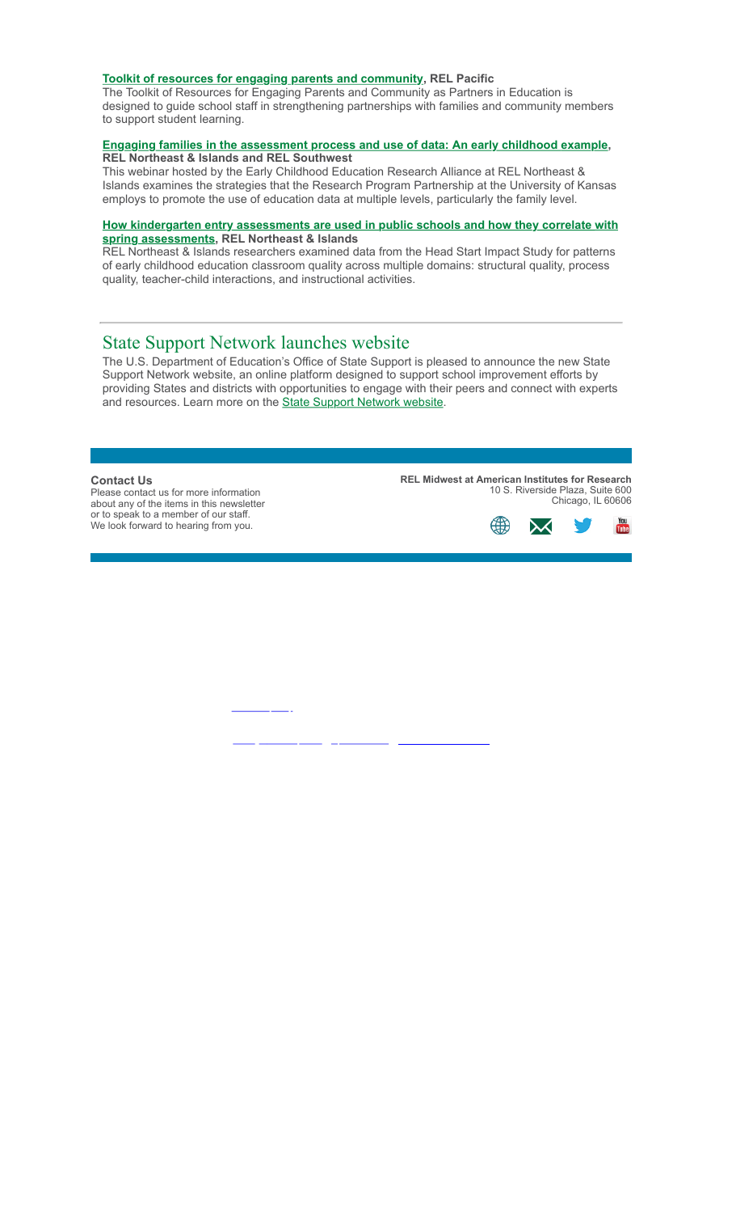**Toolkit of resources for engaging parents and community, REL Pacific**

The Toolkit of Resources for Engaging Parents and Community as Partners in Education is designed to guide school staff in strengthening partnerships with families and community members to support student learning.

**Engaging families in the assessment process and use of data: An early childhood example, REL Northeast & Islands and REL Southwest**

This webinar hosted by the Early Childhood Education Research Alliance at REL Northeast & Islands examines the strategies that the Research Program Partnership at the University of Kansas employs to promote the use of education data at multiple levels, particularly the family level.

**How kindergarten entry assessments are used in public schools and how they correlate with spring assessments, REL Northeast & Islands**

REL Northeast & Islands researchers examined data from the Head Start Impact Study for patterns of early childhood education classroom quality across multiple domains: structural quality, process quality, teacher-child interactions, and instructional activities.

## State Support Network launches website

The U.S. Department of Education's Office of State Support is pleased to announce the new State Support Network website, an online platform designed to support school improvement efforts by providing States and districts with opportunities to engage with their peers and connect with experts and resources. Learn more on the State Support Network website.

**Contact Us**

Please contact us for more information about any of the items in this newsletter or to speak to a member of our staff. We look forward to hearing from you.

**REL Midwest at American Institutes for Research**
10 S. Riverside Plaza, Suite 600
Chicago, IL 60606